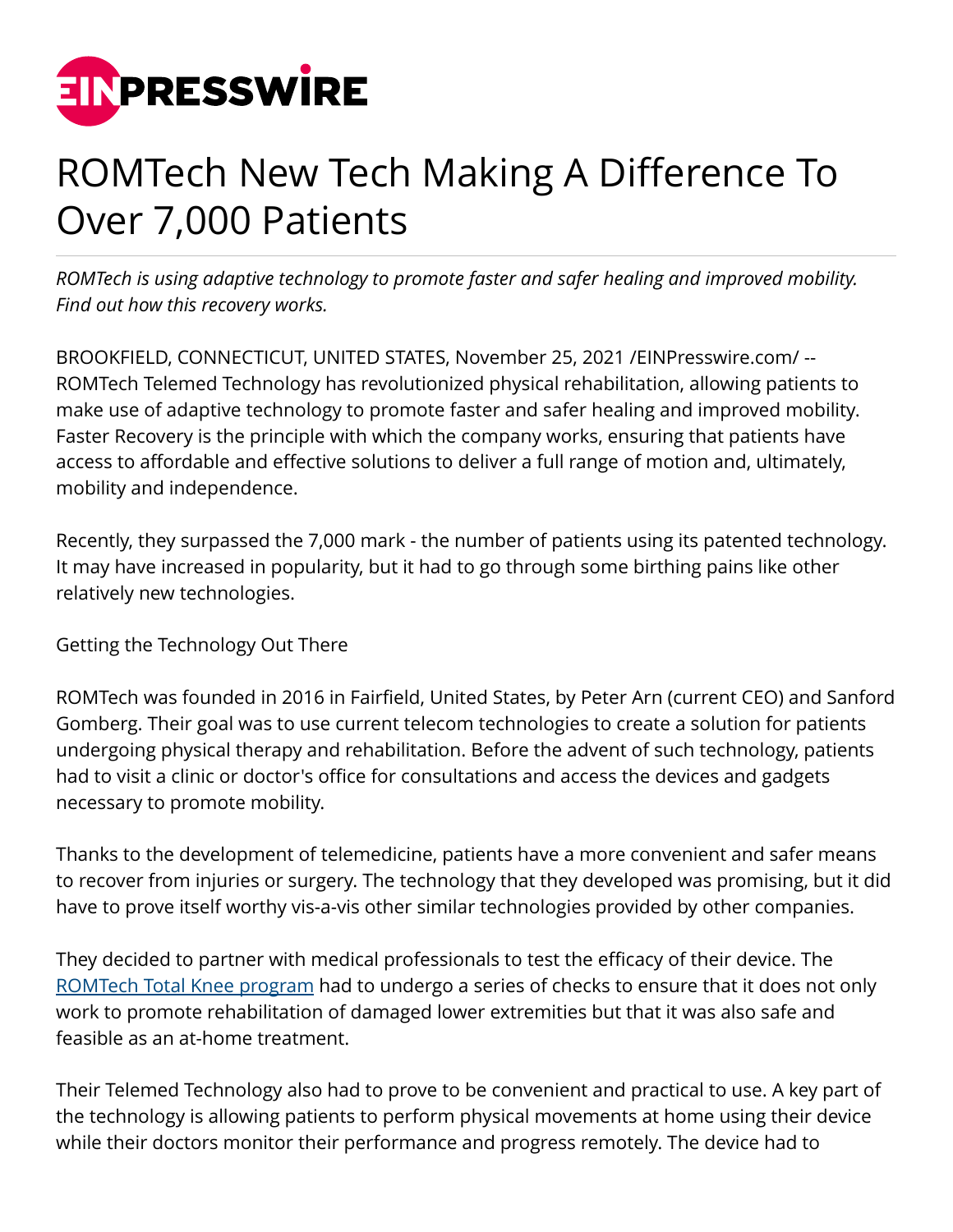# ROMTech New Tech Making A Difference To Over 7,000 Patients

*ROMTech is using adaptive technology to promote faster and safer healing and improved mobility. Find out how this recovery works.*

BROOKFIELD, CONNECTICUT, UNITED STATES, November 25, 2021 /EINPresswire.com/ -- ROMTech Telemed Technology has revolutionized physical rehabilitation, allowing patients to make use of adaptive technology to promote faster and safer healing and improved mobility. Faster Recovery is the principle with which the company works, ensuring that patients have access to affordable and effective solutions to deliver a full range of motion and, ultimately, mobility and independence.

Recently, they surpassed the 7,000 mark - the number of patients using its patented technology. It may have increased in popularity, but it had to go through some birthing pains like other relatively new technologies.

Getting the Technology Out There

ROMTech was founded in 2016 in Fairfield, United States, by Peter Arn (current CEO) and Sanford Gomberg. Their goal was to use current telecom technologies to create a solution for patients undergoing physical therapy and rehabilitation. Before the advent of such technology, patients had to visit a clinic or doctor's office for consultations and access the devices and gadgets necessary to promote mobility.

Thanks to the development of telemedicine, patients have a more convenient and safer means to recover from injuries or surgery. The technology that they developed was promising, but it did have to prove itself worthy vis-a-vis other similar technologies provided by other companies.

They decided to partner with medical professionals to test the efficacy of their device. The [ROMTech Total Knee program](https://romtech.com/total-knee/) had to undergo a series of checks to ensure that it does not only work to promote rehabilitation of damaged lower extremities but that it was also safe and feasible as an at-home treatment.

Their Telemed Technology also had to prove to be convenient and practical to use. A key part of the technology is allowing patients to perform physical movements at home using their device while their doctors monitor their performance and progress remotely. The device had to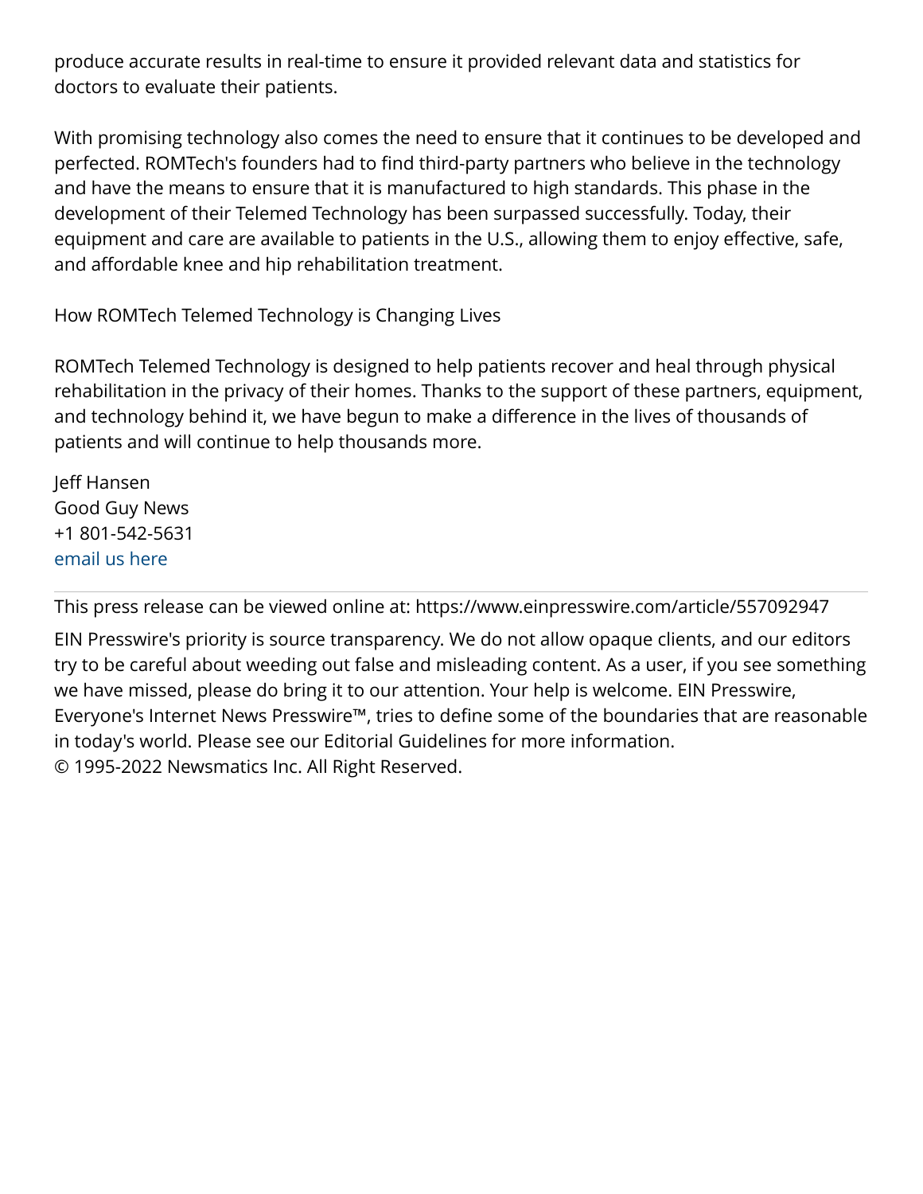produce accurate results in real-time to ensure it provided relevant data and statistics for doctors to evaluate their patients.

With promising technology also comes the need to ensure that it continues to be developed and perfected. ROMTech's founders had to find third-party partners who believe in the technology and have the means to ensure that it is manufactured to high standards. This phase in the development of their Telemed Technology has been surpassed successfully. Today, their equipment and care are available to patients in the U.S., allowing them to enjoy effective, safe, and affordable knee and hip rehabilitation treatment.

## How ROMTech Telemed Technology is Changing Lives

ROMTech Telemed Technology is designed to help patients recover and heal through physical rehabilitation in the privacy of their homes. Thanks to the support of these partners, equipment, and technology behind it, we have begun to make a difference in the lives of thousands of patients and will continue to help thousands more.

Jeff Hansen
Good Guy News
+1 801-542-5631
email us here

---

This press release can be viewed online at: https://www.einpresswire.com/article/557092947

EIN Presswire's priority is source transparency. We do not allow opaque clients, and our editors try to be careful about weeding out false and misleading content. As a user, if you see something we have missed, please do bring it to our attention. Your help is welcome. EIN Presswire, Everyone's Internet News Presswire™, tries to define some of the boundaries that are reasonable in today's world. Please see our Editorial Guidelines for more information.
© 1995-2022 Newsmatics Inc. All Right Reserved.